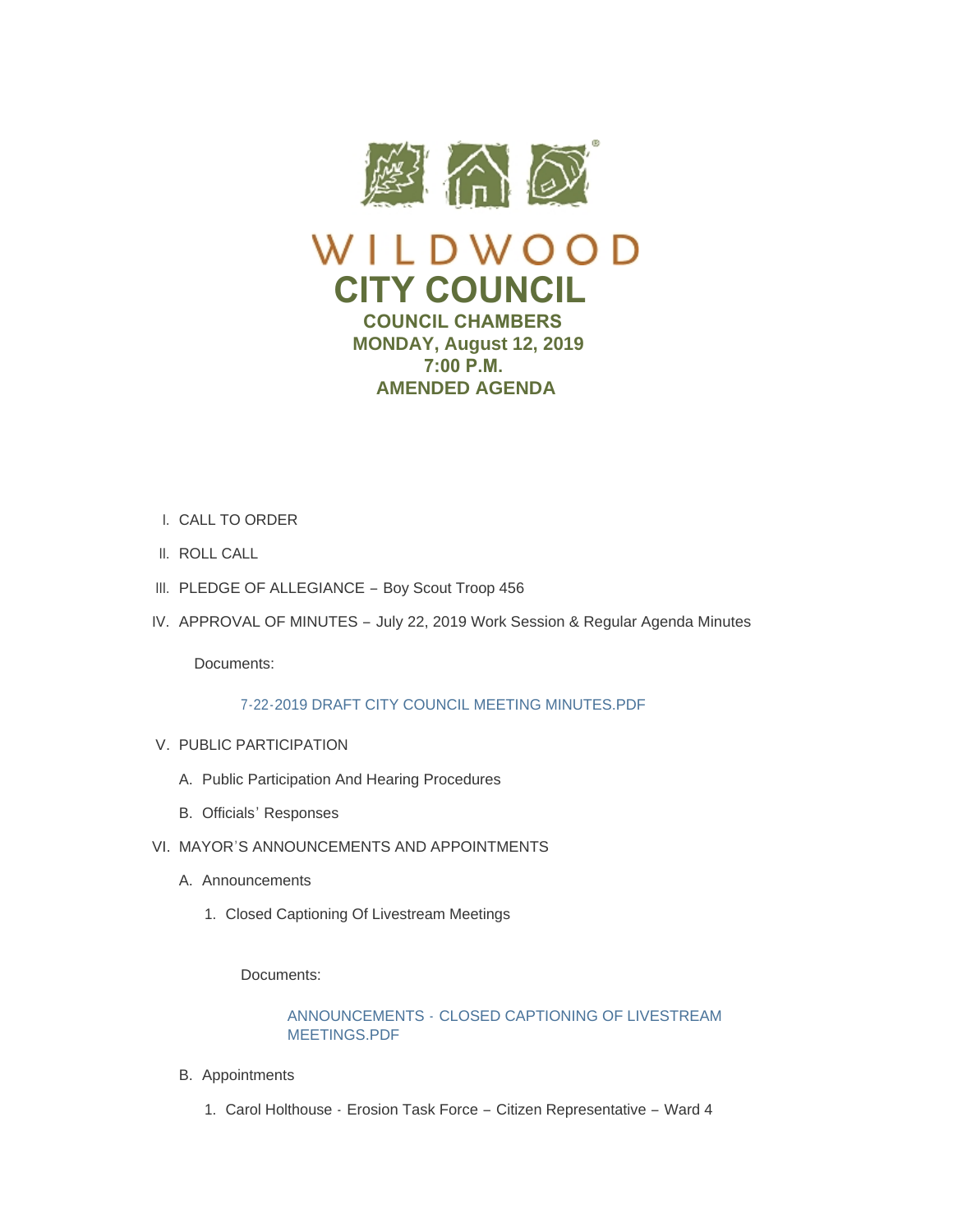# WILDWOOD
# CITY COUNCIL

**COUNCIL CHAMBERS**
**MONDAY, August 12, 2019**
**7:00 P.M.**
**AMENDED AGENDA**

I. CALL TO ORDER

II. ROLL CALL

III. PLEDGE OF ALLEGIANCE – Boy Scout Troop 456

IV. APPROVAL OF MINUTES – July 22, 2019 Work Session & Regular Agenda Minutes

   Documents:

   7-22-2019 DRAFT CITY COUNCIL MEETING MINUTES.PDF

V. PUBLIC PARTICIPATION

   A. Public Participation And Hearing Procedures

   B. Officials' Responses

VI. MAYOR'S ANNOUNCEMENTS AND APPOINTMENTS

   A. Announcements

      1. Closed Captioning Of Livestream Meetings

         Documents:

         ANNOUNCEMENTS - CLOSED CAPTIONING OF LIVESTREAM MEETINGS.PDF

   B. Appointments

      1. Carol Holthouse - Erosion Task Force – Citizen Representative – Ward 4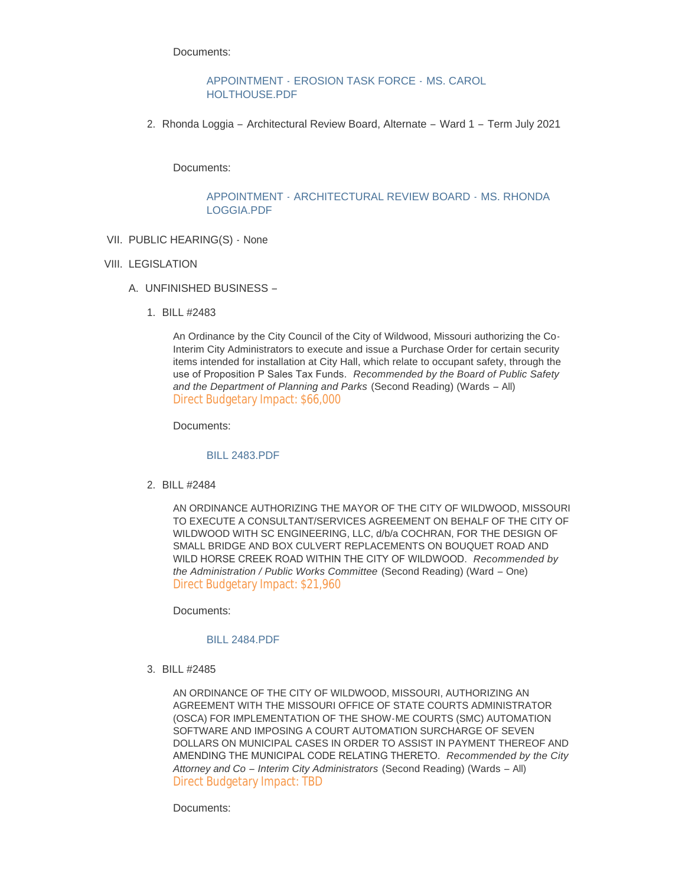Documents:

APPOINTMENT - EROSION TASK FORCE - MS. CAROL HOLTHOUSE.PDF

2. Rhonda Loggia – Architectural Review Board, Alternate – Ward 1 – Term July 2021

Documents:

APPOINTMENT - ARCHITECTURAL REVIEW BOARD - MS. RHONDA LOGGIA.PDF

VII. PUBLIC HEARING(S) - None

VIII. LEGISLATION

A. UNFINISHED BUSINESS –

1. BILL #2483

An Ordinance by the City Council of the City of Wildwood, Missouri authorizing the Co-Interim City Administrators to execute and issue a Purchase Order for certain security items intended for installation at City Hall, which relate to occupant safety, through the use of Proposition P Sales Tax Funds. *Recommended by the Board of Public Safety and the Department of Planning and Parks* (Second Reading) (Wards – All)
Direct Budgetary Impact: $66,000

Documents:

BILL 2483.PDF

2. BILL #2484

AN ORDINANCE AUTHORIZING THE MAYOR OF THE CITY OF WILDWOOD, MISSOURI TO EXECUTE A CONSULTANT/SERVICES AGREEMENT ON BEHALF OF THE CITY OF WILDWOOD WITH SC ENGINEERING, LLC, d/b/a COCHRAN, FOR THE DESIGN OF SMALL BRIDGE AND BOX CULVERT REPLACEMENTS ON BOUQUET ROAD AND WILD HORSE CREEK ROAD WITHIN THE CITY OF WILDWOOD. *Recommended by the Administration / Public Works Committee* (Second Reading) (Ward – One)
Direct Budgetary Impact: $21,960

Documents:

BILL 2484.PDF

3. BILL #2485

AN ORDINANCE OF THE CITY OF WILDWOOD, MISSOURI, AUTHORIZING AN AGREEMENT WITH THE MISSOURI OFFICE OF STATE COURTS ADMINISTRATOR (OSCA) FOR IMPLEMENTATION OF THE SHOW-ME COURTS (SMC) AUTOMATION SOFTWARE AND IMPOSING A COURT AUTOMATION SURCHARGE OF SEVEN DOLLARS ON MUNICIPAL CASES IN ORDER TO ASSIST IN PAYMENT THEREOF AND AMENDING THE MUNICIPAL CODE RELATING THERETO. *Recommended by the City Attorney and Co – Interim City Administrators* (Second Reading) (Wards – All)
Direct Budgetary Impact: TBD

Documents: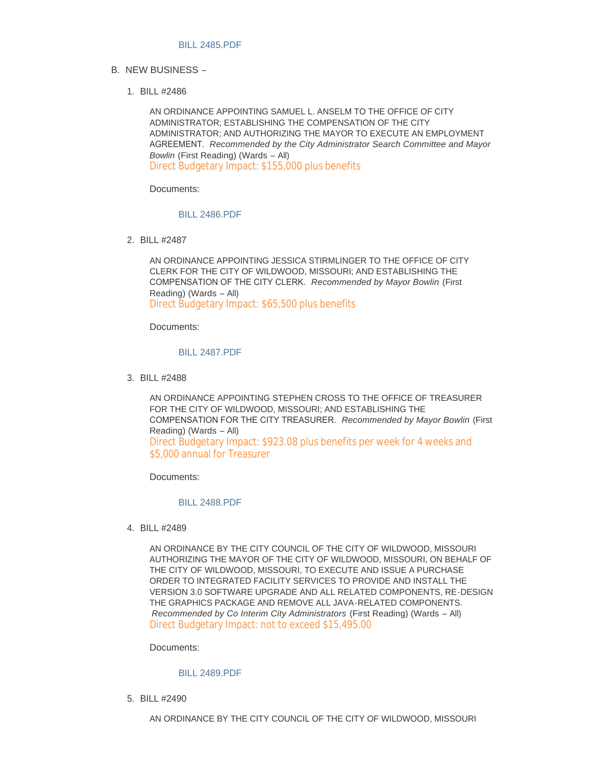BILL 2485.PDF

B. NEW BUSINESS –

1. BILL #2486

   AN ORDINANCE APPOINTING SAMUEL L. ANSELM TO THE OFFICE OF CITY ADMINISTRATOR; ESTABLISHING THE COMPENSATION OF THE CITY ADMINISTRATOR; AND AUTHORIZING THE MAYOR TO EXECUTE AN EMPLOYMENT AGREEMENT. *Recommended by the City Administrator Search Committee and Mayor Bowlin* (First Reading) (Wards – All)
   Direct Budgetary Impact: $155,000 plus benefits

   Documents:

   BILL 2486.PDF

2. BILL #2487

   AN ORDINANCE APPOINTING JESSICA STIRMLINGER TO THE OFFICE OF CITY CLERK FOR THE CITY OF WILDWOOD, MISSOURI; AND ESTABLISHING THE COMPENSATION OF THE CITY CLERK. *Recommended by Mayor Bowlin* (First Reading) (Wards – All)
   Direct Budgetary Impact: $65,500 plus benefits

   Documents:

   BILL 2487.PDF

3. BILL #2488

   AN ORDINANCE APPOINTING STEPHEN CROSS TO THE OFFICE OF TREASURER FOR THE CITY OF WILDWOOD, MISSOURI; AND ESTABLISHING THE COMPENSATION FOR THE CITY TREASURER. *Recommended by Mayor Bowlin* (First Reading) (Wards – All)
   Direct Budgetary Impact: $923.08 plus benefits per week for 4 weeks and $5,000 annual for Treasurer

   Documents:

   BILL 2488.PDF

4. BILL #2489

   AN ORDINANCE BY THE CITY COUNCIL OF THE CITY OF WILDWOOD, MISSOURI AUTHORIZING THE MAYOR OF THE CITY OF WILDWOOD, MISSOURI, ON BEHALF OF THE CITY OF WILDWOOD, MISSOURI, TO EXECUTE AND ISSUE A PURCHASE ORDER TO INTEGRATED FACILITY SERVICES TO PROVIDE AND INSTALL THE VERSION 3.0 SOFTWARE UPGRADE AND ALL RELATED COMPONENTS, RE-DESIGN THE GRAPHICS PACKAGE AND REMOVE ALL JAVA-RELATED COMPONENTS. *Recommended by Co Interim City Administrators* (First Reading) (Wards – All)
   Direct Budgetary Impact: not to exceed $15,495.00

   Documents:

   BILL 2489.PDF

5. BILL #2490

   AN ORDINANCE BY THE CITY COUNCIL OF THE CITY OF WILDWOOD, MISSOURI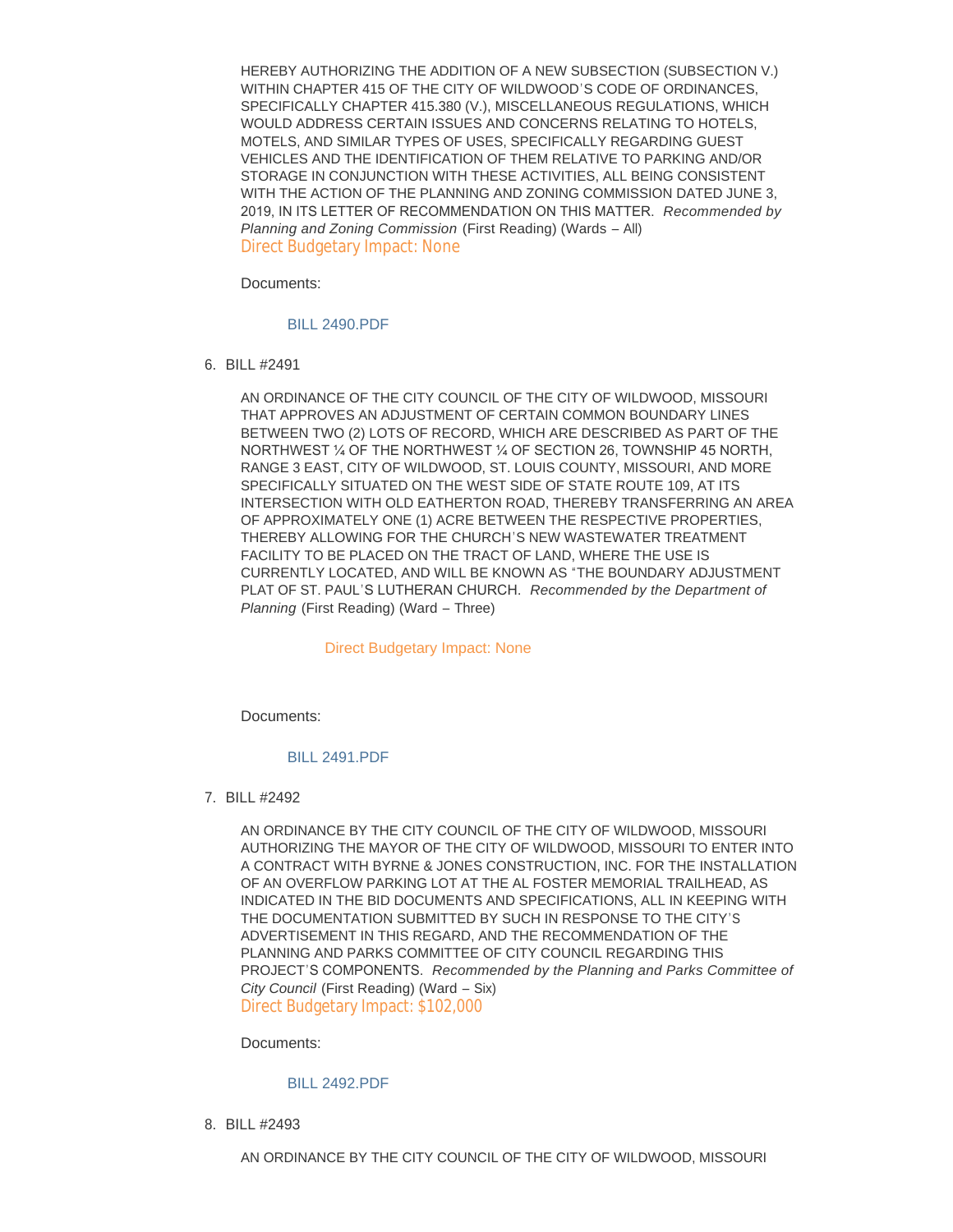HEREBY AUTHORIZING THE ADDITION OF A NEW SUBSECTION (SUBSECTION V.) WITHIN CHAPTER 415 OF THE CITY OF WILDWOOD'S CODE OF ORDINANCES, SPECIFICALLY CHAPTER 415.380 (V.), MISCELLANEOUS REGULATIONS, WHICH WOULD ADDRESS CERTAIN ISSUES AND CONCERNS RELATING TO HOTELS, MOTELS, AND SIMILAR TYPES OF USES, SPECIFICALLY REGARDING GUEST VEHICLES AND THE IDENTIFICATION OF THEM RELATIVE TO PARKING AND/OR STORAGE IN CONJUNCTION WITH THESE ACTIVITIES, ALL BEING CONSISTENT WITH THE ACTION OF THE PLANNING AND ZONING COMMISSION DATED JUNE 3, 2019, IN ITS LETTER OF RECOMMENDATION ON THIS MATTER. *Recommended by Planning and Zoning Commission* (First Reading) (Wards – All)
Direct Budgetary Impact: None

Documents:

BILL 2490.PDF

6. BILL #2491

AN ORDINANCE OF THE CITY COUNCIL OF THE CITY OF WILDWOOD, MISSOURI THAT APPROVES AN ADJUSTMENT OF CERTAIN COMMON BOUNDARY LINES BETWEEN TWO (2) LOTS OF RECORD, WHICH ARE DESCRIBED AS PART OF THE NORTHWEST ¼ OF THE NORTHWEST ¼ OF SECTION 26, TOWNSHIP 45 NORTH, RANGE 3 EAST, CITY OF WILDWOOD, ST. LOUIS COUNTY, MISSOURI, AND MORE SPECIFICALLY SITUATED ON THE WEST SIDE OF STATE ROUTE 109, AT ITS INTERSECTION WITH OLD EATHERTON ROAD, THEREBY TRANSFERRING AN AREA OF APPROXIMATELY ONE (1) ACRE BETWEEN THE RESPECTIVE PROPERTIES, THEREBY ALLOWING FOR THE CHURCH'S NEW WASTEWATER TREATMENT FACILITY TO BE PLACED ON THE TRACT OF LAND, WHERE THE USE IS CURRENTLY LOCATED, AND WILL BE KNOWN AS "THE BOUNDARY ADJUSTMENT PLAT OF ST. PAUL'S LUTHERAN CHURCH. *Recommended by the Department of Planning* (First Reading) (Ward – Three)

Direct Budgetary Impact: None

Documents:

BILL 2491.PDF

7. BILL #2492

AN ORDINANCE BY THE CITY COUNCIL OF THE CITY OF WILDWOOD, MISSOURI AUTHORIZING THE MAYOR OF THE CITY OF WILDWOOD, MISSOURI TO ENTER INTO A CONTRACT WITH BYRNE & JONES CONSTRUCTION, INC. FOR THE INSTALLATION OF AN OVERFLOW PARKING LOT AT THE AL FOSTER MEMORIAL TRAILHEAD, AS INDICATED IN THE BID DOCUMENTS AND SPECIFICATIONS, ALL IN KEEPING WITH THE DOCUMENTATION SUBMITTED BY SUCH IN RESPONSE TO THE CITY'S ADVERTISEMENT IN THIS REGARD, AND THE RECOMMENDATION OF THE PLANNING AND PARKS COMMITTEE OF CITY COUNCIL REGARDING THIS PROJECT'S COMPONENTS. *Recommended by the Planning and Parks Committee of City Council* (First Reading) (Ward – Six)
Direct Budgetary Impact: $102,000

Documents:

BILL 2492.PDF

8. BILL #2493

AN ORDINANCE BY THE CITY COUNCIL OF THE CITY OF WILDWOOD, MISSOURI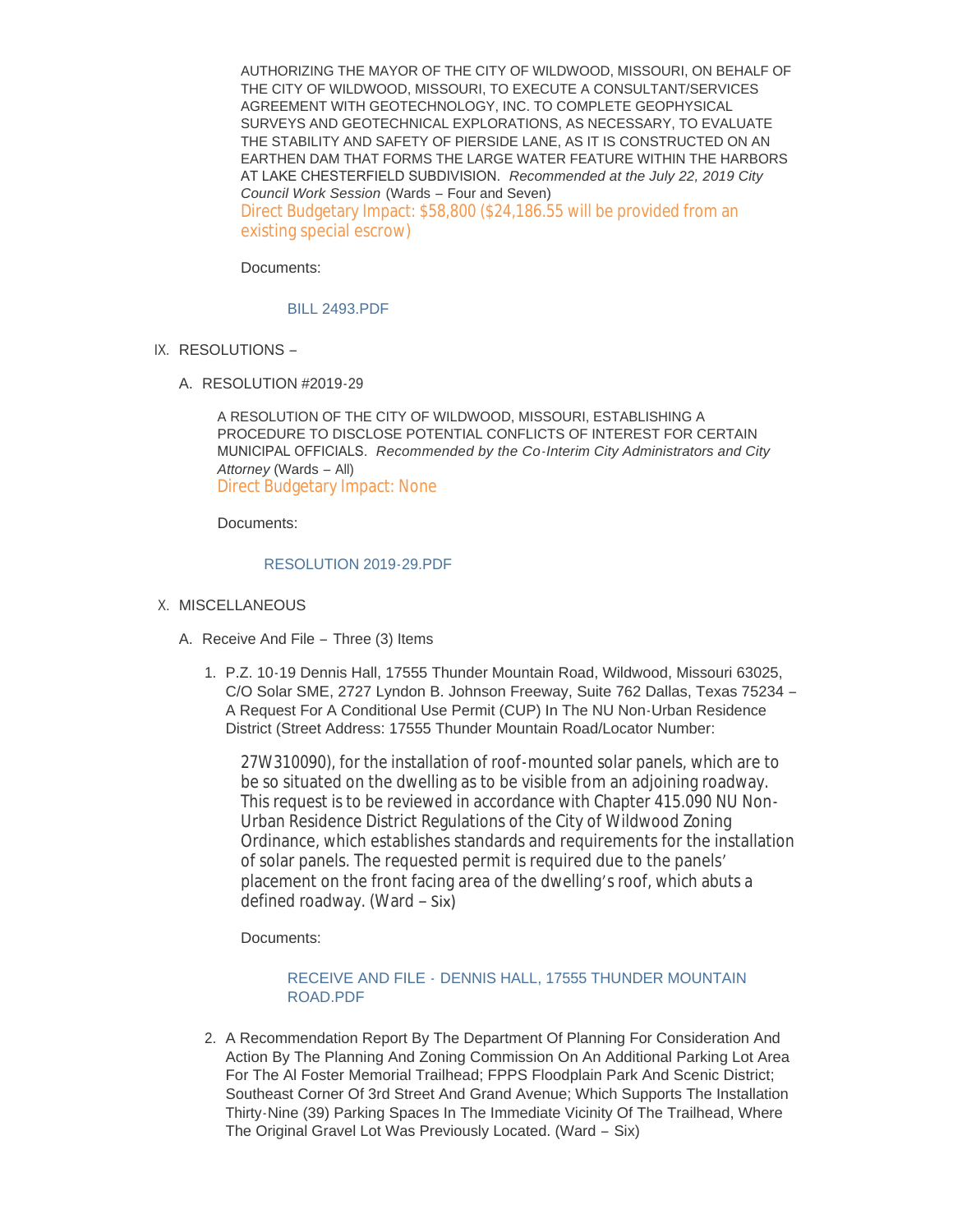AUTHORIZING THE MAYOR OF THE CITY OF WILDWOOD, MISSOURI, ON BEHALF OF THE CITY OF WILDWOOD, MISSOURI, TO EXECUTE A CONSULTANT/SERVICES AGREEMENT WITH GEOTECHNOLOGY, INC. TO COMPLETE GEOPHYSICAL SURVEYS AND GEOTECHNICAL EXPLORATIONS, AS NECESSARY, TO EVALUATE THE STABILITY AND SAFETY OF PIERSIDE LANE, AS IT IS CONSTRUCTED ON AN EARTHEN DAM THAT FORMS THE LARGE WATER FEATURE WITHIN THE HARBORS AT LAKE CHESTERFIELD SUBDIVISION. *Recommended at the July 22, 2019 City Council Work Session* (Wards – Four and Seven)

Direct Budgetary Impact: $58,800 ($24,186.55 will be provided from an existing special escrow)

Documents:

BILL 2493.PDF

IX. RESOLUTIONS –

A. RESOLUTION #2019-29

A RESOLUTION OF THE CITY OF WILDWOOD, MISSOURI, ESTABLISHING A PROCEDURE TO DISCLOSE POTENTIAL CONFLICTS OF INTEREST FOR CERTAIN MUNICIPAL OFFICIALS. *Recommended by the Co-Interim City Administrators and City Attorney* (Wards – All)

Direct Budgetary Impact: None

Documents:

RESOLUTION 2019-29.PDF

X. MISCELLANEOUS

A. Receive And File – Three (3) Items

1. P.Z. 10-19 Dennis Hall, 17555 Thunder Mountain Road, Wildwood, Missouri 63025, C/O Solar SME, 2727 Lyndon B. Johnson Freeway, Suite 762 Dallas, Texas 75234 – A Request For A Conditional Use Permit (CUP) In The NU Non-Urban Residence District (Street Address: 17555 Thunder Mountain Road/Locator Number:

   27W310090), for the installation of roof-mounted solar panels, which are to be so situated on the dwelling as to be visible from an adjoining roadway. This request is to be reviewed in accordance with Chapter 415.090 NU Non-Urban Residence District Regulations of the City of Wildwood Zoning Ordinance, which establishes standards and requirements for the installation of solar panels. The requested permit is required due to the panels' placement on the front facing area of the dwelling's roof, which abuts a defined roadway. (Ward – Six)

   Documents:

   RECEIVE AND FILE - DENNIS HALL, 17555 THUNDER MOUNTAIN ROAD.PDF

2. A Recommendation Report By The Department Of Planning For Consideration And Action By The Planning And Zoning Commission On An Additional Parking Lot Area For The Al Foster Memorial Trailhead; FPPS Floodplain Park And Scenic District; Southeast Corner Of 3rd Street And Grand Avenue; Which Supports The Installation Thirty-Nine (39) Parking Spaces In The Immediate Vicinity Of The Trailhead, Where The Original Gravel Lot Was Previously Located. (Ward – Six)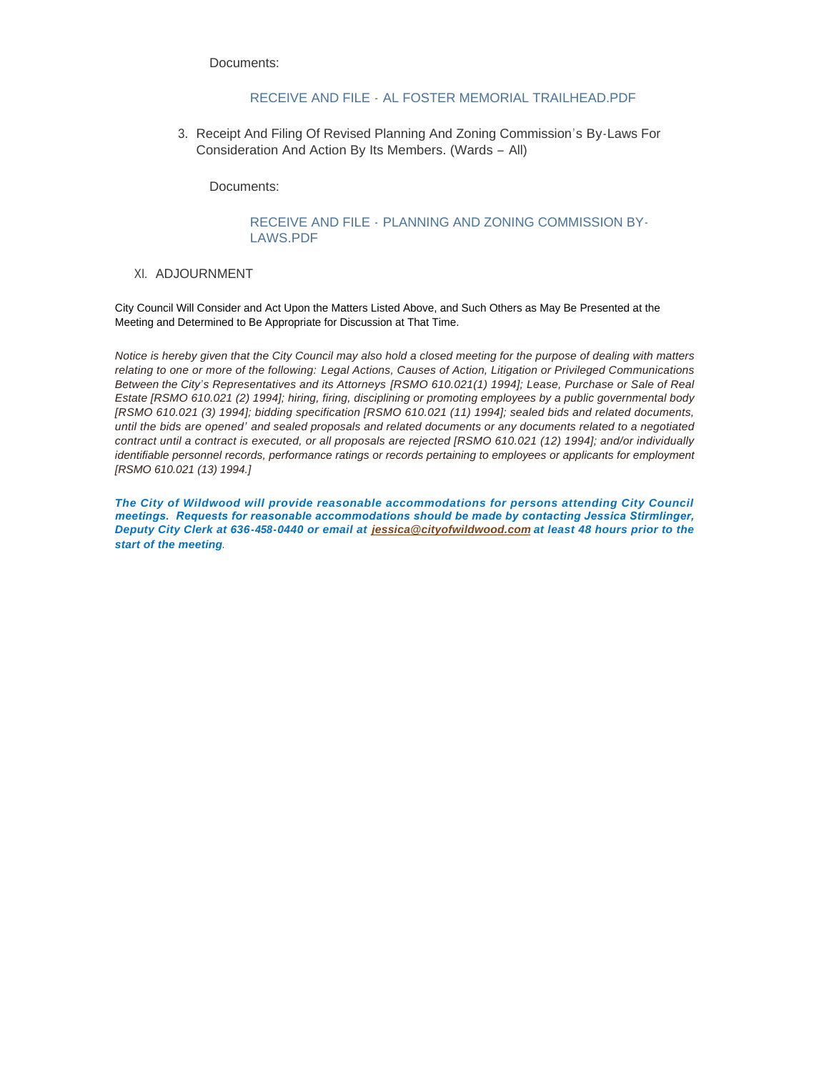Documents:

RECEIVE AND FILE - AL FOSTER MEMORIAL TRAILHEAD.PDF

3. Receipt And Filing Of Revised Planning And Zoning Commission's By-Laws For Consideration And Action By Its Members. (Wards – All)

Documents:

RECEIVE AND FILE - PLANNING AND ZONING COMMISSION BY-LAWS.PDF

XI. ADJOURNMENT

City Council Will Consider and Act Upon the Matters Listed Above, and Such Others as May Be Presented at the Meeting and Determined to Be Appropriate for Discussion at That Time.

*Notice is hereby given that the City Council may also hold a closed meeting for the purpose of dealing with matters relating to one or more of the following: Legal Actions, Causes of Action, Litigation or Privileged Communications Between the City's Representatives and its Attorneys [RSMO 610.021(1) 1994]; Lease, Purchase or Sale of Real Estate [RSMO 610.021 (2) 1994]; hiring, firing, disciplining or promoting employees by a public governmental body [RSMO 610.021 (3) 1994]; bidding specification [RSMO 610.021 (11) 1994]; sealed bids and related documents, until the bids are opened' and sealed proposals and related documents or any documents related to a negotiated contract until a contract is executed, or all proposals are rejected [RSMO 610.021 (12) 1994]; and/or individually identifiable personnel records, performance ratings or records pertaining to employees or applicants for employment [RSMO 610.021 (13) 1994.]*

***The City of Wildwood will provide reasonable accommodations for persons attending City Council meetings. Requests for reasonable accommodations should be made by contacting Jessica Stirmlinger, Deputy City Clerk at 636-458-0440 or email at jessica@cityofwildwood.com at least 48 hours prior to the start of the meeting.***